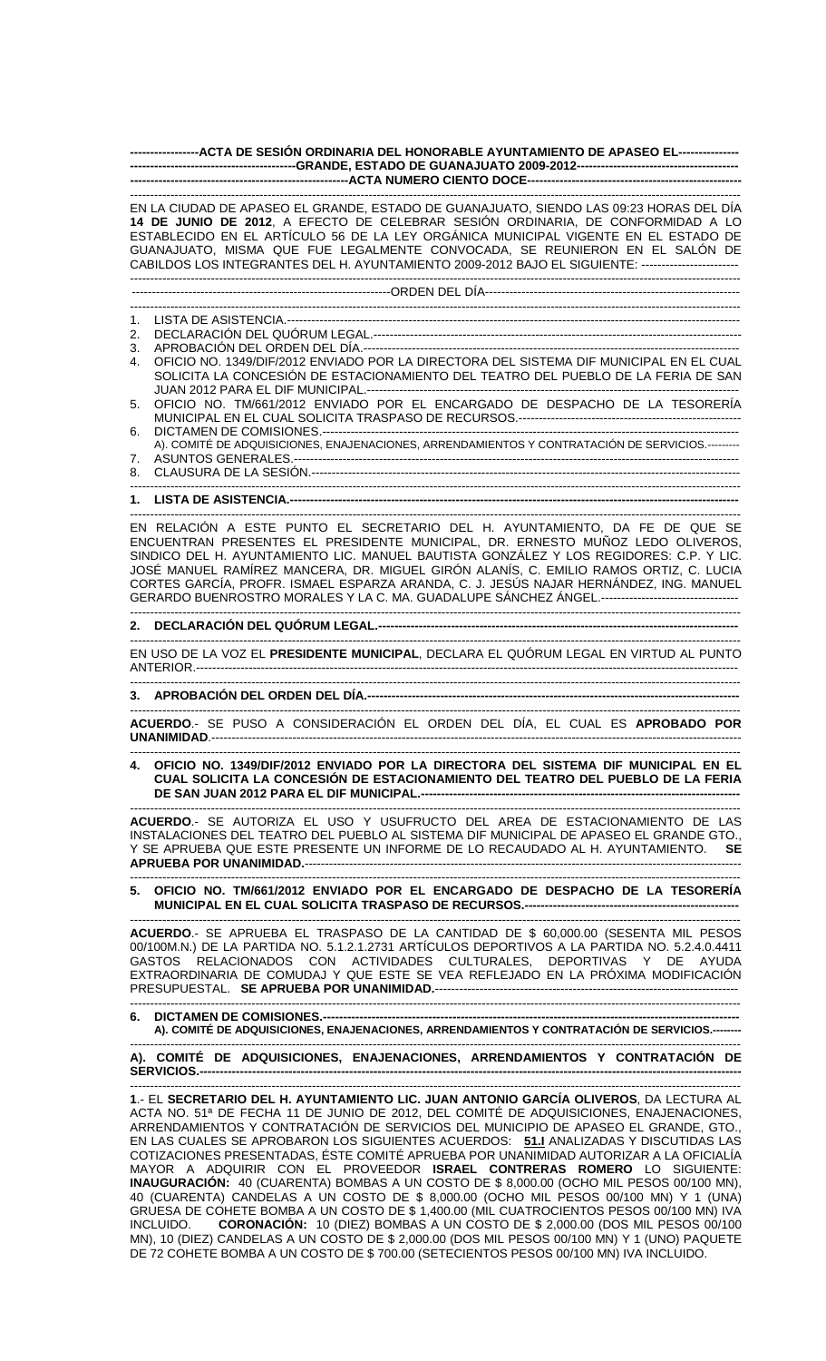**ACTA DE SESIÓN ORDINARIA DEL HONORABLE AYUNTAMIENTO DE APASEO EL GRANDE, ESTADO DE GUANAJUATO 2009-2012**

**ACTA NUMERO CIENTO DOCE**

EN LA CIUDAD DE APASEO EL GRANDE, ESTADO DE GUANAJUATO, SIENDO LAS 09:23 HORAS DEL DÍA **14 DE JUNIO DE 2012**, A EFECTO DE CELEBRAR SESIÓN ORDINARIA, DE CONFORMIDAD A LO ESTABLECIDO EN EL ARTÍCULO 56 DE LA LEY ORGÁNICA MUNICIPAL VIGENTE EN EL ESTADO DE GUANAJUATO, MISMA QUE FUE LEGALMENTE CONVOCADA, SE REUNIERON EN EL SALÓN DE CABILDOS LOS INTEGRANTES DEL H. AYUNTAMIENTO 2009-2012 BAJO EL SIGUIENTE: ------------------------

ORDEN DEL DÍA

1. LISTA DE ASISTENCIA.
2. DECLARACIÓN DEL QUÓRUM LEGAL.
3. APROBACIÓN DEL ORDEN DEL DÍA.
4. OFICIO NO. 1349/DIF/2012 ENVIADO POR LA DIRECTORA DEL SISTEMA DIF MUNICIPAL EN EL CUAL SOLICITA LA CONCESIÓN DE ESTACIONAMIENTO DEL TEATRO DEL PUEBLO DE LA FERIA DE SAN JUAN 2012 PARA EL DIF MUNICIPAL.
5. OFICIO NO. TM/661/2012 ENVIADO POR EL ENCARGADO DE DESPACHO DE LA TESORERÍA MUNICIPAL EN EL CUAL SOLICITA TRASPASO DE RECURSOS.
6. DICTAMEN DE COMISIONES.
   A). COMITÉ DE ADQUISICIONES, ENAJENACIONES, ARRENDAMIENTOS Y CONTRATACIÓN DE SERVICIOS.
7. ASUNTOS GENERALES.
8. CLAUSURA DE LA SESIÓN.

**1. LISTA DE ASISTENCIA.**

EN RELACIÓN A ESTE PUNTO EL SECRETARIO DEL H. AYUNTAMIENTO, DA FE DE QUE SE ENCUENTRAN PRESENTES EL PRESIDENTE MUNICIPAL, DR. ERNESTO MUÑOZ LEDO OLIVEROS, SINDICO DEL H. AYUNTAMIENTO LIC. MANUEL BAUTISTA GONZÁLEZ Y LOS REGIDORES: C.P. Y LIC. JOSÉ MANUEL RAMÍREZ MANCERA, DR. MIGUEL GIRÓN ALANÍS, C. EMILIO RAMOS ORTIZ, C. LUCIA CORTES GARCÍA, PROFR. ISMAEL ESPARZA ARANDA, C. J. JESÚS NAJAR HERNÁNDEZ, ING. MANUEL GERARDO BUENROSTRO MORALES Y LA C. MA. GUADALUPE SÁNCHEZ ÁNGEL.

**2. DECLARACIÓN DEL QUÓRUM LEGAL.**

EN USO DE LA VOZ EL **PRESIDENTE MUNICIPAL**, DECLARA EL QUÓRUM LEGAL EN VIRTUD AL PUNTO ANTERIOR.

**3. APROBACIÓN DEL ORDEN DEL DÍA.**

**ACUERDO**.- SE PUSO A CONSIDERACIÓN EL ORDEN DEL DÍA, EL CUAL ES **APROBADO POR UNANIMIDAD**.

**4. OFICIO NO. 1349/DIF/2012 ENVIADO POR LA DIRECTORA DEL SISTEMA DIF MUNICIPAL EN EL CUAL SOLICITA LA CONCESIÓN DE ESTACIONAMIENTO DEL TEATRO DEL PUEBLO DE LA FERIA DE SAN JUAN 2012 PARA EL DIF MUNICIPAL.**

**ACUERDO**.- SE AUTORIZA EL USO Y USUFRUCTO DEL AREA DE ESTACIONAMIENTO DE LAS INSTALACIONES DEL TEATRO DEL PUEBLO AL SISTEMA DIF MUNICIPAL DE APASEO EL GRANDE GTO., Y SE APRUEBA QUE ESTE PRESENTE UN INFORME DE LO RECAUDADO AL H. AYUNTAMIENTO. **SE APRUEBA POR UNANIMIDAD.**

**5. OFICIO NO. TM/661/2012 ENVIADO POR EL ENCARGADO DE DESPACHO DE LA TESORERÍA MUNICIPAL EN EL CUAL SOLICITA TRASPASO DE RECURSOS.**

**ACUERDO**.- SE APRUEBA EL TRASPASO DE LA CANTIDAD DE $ 60,000.00 (SESENTA MIL PESOS 00/100M.N.) DE LA PARTIDA NO. 5.1.2.1.2731 ARTÍCULOS DEPORTIVOS A LA PARTIDA NO. 5.2.4.0.4411 GASTOS RELACIONADOS CON ACTIVIDADES CULTURALES, DEPORTIVAS Y DE AYUDA EXTRAORDINARIA DE COMUDAJ Y QUE ESTE SE VEA REFLEJADO EN LA PRÓXIMA MODIFICACIÓN PRESUPUESTAL. **SE APRUEBA POR UNANIMIDAD.**

**6. DICTAMEN DE COMISIONES.**
**A). COMITÉ DE ADQUISICIONES, ENAJENACIONES, ARRENDAMIENTOS Y CONTRATACIÓN DE SERVICIOS.**

**A). COMITÉ DE ADQUISICIONES, ENAJENACIONES, ARRENDAMIENTOS Y CONTRATACIÓN DE SERVICIOS.**

**1**.- EL **SECRETARIO DEL H. AYUNTAMIENTO LIC. JUAN ANTONIO GARCÍA OLIVEROS**, DA LECTURA AL ACTA NO. 51ª DE FECHA 11 DE JUNIO DE 2012, DEL COMITÉ DE ADQUISICIONES, ENAJENACIONES, ARRENDAMIENTOS Y CONTRATACIÓN DE SERVICIOS DEL MUNICIPIO DE APASEO EL GRANDE, GTO., EN LAS CUALES SE APROBARON LOS SIGUIENTES ACUERDOS: **51.I** ANALIZADAS Y DISCUTIDAS LAS COTIZACIONES PRESENTADAS, ÉSTE COMITÉ APRUEBA POR UNANIMIDAD AUTORIZAR A LA OFICIALÍA MAYOR A ADQUIRIR CON EL PROVEEDOR **ISRAEL CONTRERAS ROMERO** LO SIGUIENTE: **INAUGURACIÓN:** 40 (CUARENTA) BOMBAS A UN COSTO DE $ 8,000.00 (OCHO MIL PESOS 00/100 MN), 40 (CUARENTA) CANDELAS A UN COSTO DE $ 8,000.00 (OCHO MIL PESOS 00/100 MN) Y 1 (UNA) GRUESA DE COHETE BOMBA A UN COSTO DE $ 1,400.00 (MIL CUATROCIENTOS PESOS 00/100 MN) IVA INCLUIDO. **CORONACIÓN:** 10 (DIEZ) BOMBAS A UN COSTO DE $ 2,000.00 (DOS MIL PESOS 00/100 MN), 10 (DIEZ) CANDELAS A UN COSTO DE $ 2,000.00 (DOS MIL PESOS 00/100 MN) Y 1 (UNO) PAQUETE DE 72 COHETE BOMBA A UN COSTO DE $ 700.00 (SETECIENTOS PESOS 00/100 MN) IVA INCLUIDO.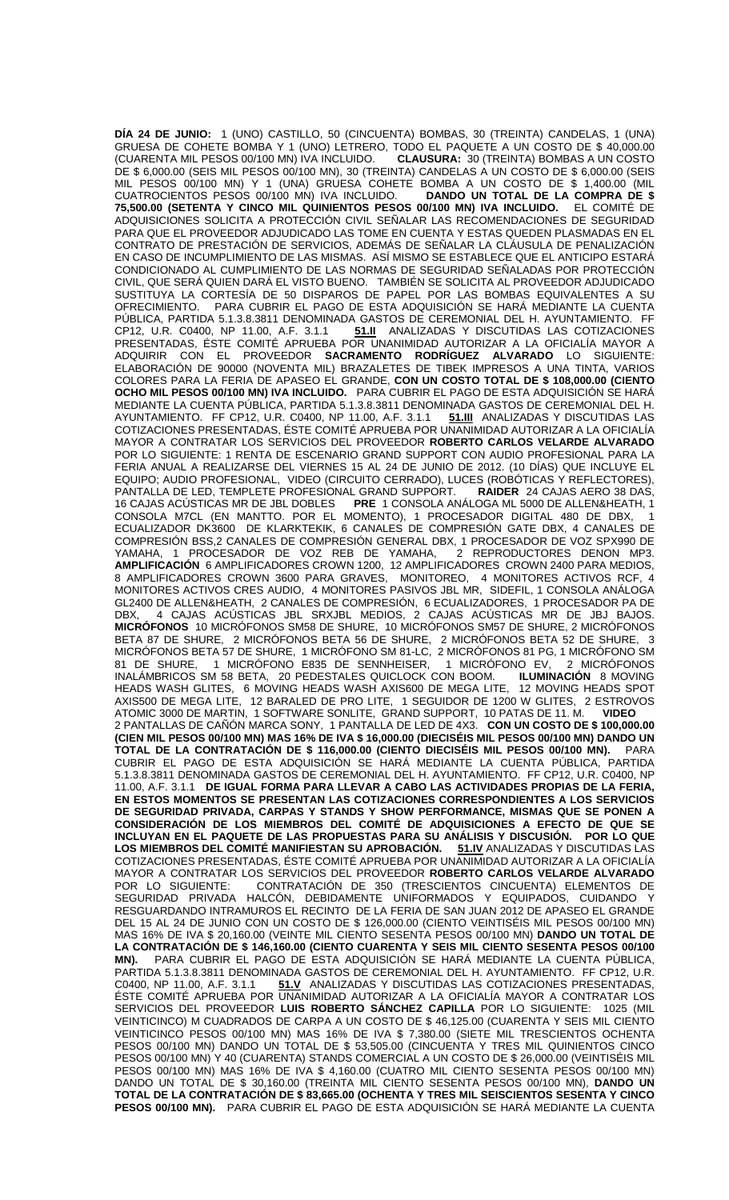**DÍA 24 DE JUNIO:** 1 (UNO) CASTILLO, 50 (CINCUENTA) BOMBAS, 30 (TREINTA) CANDELAS, 1 (UNA) GRUESA DE COHETE BOMBA Y 1 (UNO) LETRERO, TODO EL PAQUETE A UN COSTO DE $ 40,000.00 (CUARENTA MIL PESOS 00/100 MN) IVA INCLUIDO. **CLAUSURA:** 30 (TREINTA) BOMBAS A UN COSTO DE $ 6,000.00 (SEIS MIL PESOS 00/100 MN), 30 (TREINTA) CANDELAS A UN COSTO DE $ 6,000.00 (SEIS MIL PESOS 00/100 MN) Y 1 (UNA) GRUESA COHETE BOMBA A UN COSTO DE $ 1,400.00 (MIL CUATROCIENTOS PESOS 00/100 MN) IVA INCLUIDO. **DANDO UN TOTAL DE LA COMPRA DE $ 75,500.00 (SETENTA Y CINCO MIL QUINIENTOS PESOS 00/100 MN) IVA INCLUIDO.** EL COMITÉ DE ADQUISICIONES SOLICITA A PROTECCIÓN CIVIL SEÑALAR LAS RECOMENDACIONES DE SEGURIDAD PARA QUE EL PROVEEDOR ADJUDICADO LAS TOME EN CUENTA Y ESTAS QUEDEN PLASMADAS EN EL CONTRATO DE PRESTACIÓN DE SERVICIOS, ADEMÁS DE SEÑALAR LA CLÁUSULA DE PENALIZACIÓN EN CASO DE INCUMPLIMIENTO DE LAS MISMAS. ASÍ MISMO SE ESTABLECE QUE EL ANTICIPO ESTARÁ CONDICIONADO AL CUMPLIMIENTO DE LAS NORMAS DE SEGURIDAD SEÑALADAS POR PROTECCIÓN CIVIL, QUE SERÁ QUIEN DARÁ EL VISTO BUENO. TAMBIÉN SE SOLICITA AL PROVEEDOR ADJUDICADO SUSTITUYA LA CORTESÍA DE 50 DISPAROS DE PAPEL POR LAS BOMBAS EQUIVALENTES A SU OFRECIMIENTO. PARA CUBRIR EL PAGO DE ESTA ADQUISICIÓN SE HARÁ MEDIANTE LA CUENTA PÚBLICA, PARTIDA 5.1.3.8.3811 DENOMINADA GASTOS DE CEREMONIAL DEL H. AYUNTAMIENTO. FF CP12, U.R. C0400, NP 11.00, A.F. 3.1.1 **51.II** ANALIZADAS Y DISCUTIDAS LAS COTIZACIONES PRESENTADAS, ÉSTE COMITÉ APRUEBA POR UNANIMIDAD AUTORIZAR A LA OFICIALÍA MAYOR A ADQUIRIR CON EL PROVEEDOR **SACRAMENTO RODRÍGUEZ ALVARADO** LO SIGUIENTE: ELABORACIÓN DE 90000 (NOVENTA MIL) BRAZALETES DE TIBEK IMPRESOS A UNA TINTA, VARIOS COLORES PARA LA FERIA DE APASEO EL GRANDE, **CON UN COSTO TOTAL DE $ 108,000.00 (CIENTO OCHO MIL PESOS 00/100 MN) IVA INCLUIDO.** PARA CUBRIR EL PAGO DE ESTA ADQUISICIÓN SE HARÁ MEDIANTE LA CUENTA PÚBLICA, PARTIDA 5.1.3.8.3811 DENOMINADA GASTOS DE CEREMONIAL DEL H. AYUNTAMIENTO. FF CP12, U.R. C0400, NP 11.00, A.F. 3.1.1 **51.III** ANALIZADAS Y DISCUTIDAS LAS COTIZACIONES PRESENTADAS, ÉSTE COMITÉ APRUEBA POR UNANIMIDAD AUTORIZAR A LA OFICIALÍA MAYOR A CONTRATAR LOS SERVICIOS DEL PROVEEDOR **ROBERTO CARLOS VELARDE ALVARADO** POR LO SIGUIENTE: 1 RENTA DE ESCENARIO GRAND SUPPORT CON AUDIO PROFESIONAL PARA LA FERIA ANUAL A REALIZARSE DEL VIERNES 15 AL 24 DE JUNIO DE 2012. (10 DÍAS) QUE INCLUYE EL EQUIPO; AUDIO PROFESIONAL, VIDEO (CIRCUITO CERRADO), LUCES (ROBÓTICAS Y REFLECTORES), PANTALLA DE LED, TEMPLETE PROFESIONAL GRAND SUPPORT. **RAIDER** 24 CAJAS AERO 38 DAS, 16 CAJAS ACÚSTICAS MR DE JBL DOBLES **PRE** 1 CONSOLA ANÁLOGA ML 5000 DE ALLEN&HEATH, 1 CONSOLA M7CL (EN MANTTO. POR EL MOMENTO), 1 PROCESADOR DIGITAL 480 DE DBX, 1 ECUALIZADOR DK3600 DE KLARKTEKIK, 6 CANALES DE COMPRESIÓN GATE DBX, 4 CANALES DE COMPRESIÓN BSS,2 CANALES DE COMPRESIÓN GENERAL DBX, 1 PROCESADOR DE VOZ SPX990 DE YAMAHA, 1 PROCESADOR DE VOZ REB DE YAMAHA, 2 REPRODUCTORES DENON MP3. **AMPLIFICACIÓN** 6 AMPLIFICADORES CROWN 1200, 12 AMPLIFICADORES CROWN 2400 PARA MEDIOS, 8 AMPLIFICADORES CROWN 3600 PARA GRAVES, MONITOREO, 4 MONITORES ACTIVOS RCF, 4 MONITORES ACTIVOS CRES AUDIO, 4 MONITORES PASIVOS JBL MR, SIDEFIL, 1 CONSOLA ANÁLOGA GL2400 DE ALLEN&HEATH, 2 CANALES DE COMPRESIÓN, 6 ECUALIZADORES, 1 PROCESADOR PA DE DBX, 4 CAJAS ACÚSTICAS JBL SRXJBL MEDIOS, 2 CAJAS ACÚSTICAS MR DE JBJ BAJOS. **MICRÓFONOS** 10 MICRÓFONOS SM58 DE SHURE, 10 MICRÓFONOS SM57 DE SHURE, 2 MICRÓFONOS BETA 87 DE SHURE, 2 MICRÓFONOS BETA 56 DE SHURE, 2 MICRÓFONOS BETA 52 DE SHURE, 3 MICRÓFONOS BETA 57 DE SHURE, 1 MICRÓFONO SM 81-LC, 2 MICRÓFONOS 81 PG, 1 MICRÓFONO SM 81 DE SHURE, 1 MICRÓFONO E835 DE SENNHEISER, 1 MICRÓFONO EV, 2 MICRÓFONOS INALÁMBRICOS SM 58 BETA, 20 PEDESTALES QUICLOCK CON BOOM. **ILUMINACIÓN** 8 MOVING HEADS WASH GLITES, 6 MOVING HEADS WASH AXIS600 DE MEGA LITE, 12 MOVING HEADS SPOT AXIS500 DE MEGA LITE, 12 BARALED DE PRO LITE, 1 SEGUIDOR DE 1200 W GLITES, 2 ESTROVOS ATOMIC 3000 DE MARTIN, 1 SOFTWARE SONLITE, GRAND SUPPORT, 10 PATAS DE 11. M. **VIDEO** 2 PANTALLAS DE CAÑÓN MARCA SONY, 1 PANTALLA DE LED DE 4X3. **CON UN COSTO DE $ 100,000.00 (CIEN MIL PESOS 00/100 MN) MAS 16% DE IVA $ 16,000.00 (DIECISÉIS MIL PESOS 00/100 MN) DANDO UN TOTAL DE LA CONTRATACIÓN DE $ 116,000.00 (CIENTO DIECISÉIS MIL PESOS 00/100 MN).** PARA CUBRIR EL PAGO DE ESTA ADQUISICIÓN SE HARÁ MEDIANTE LA CUENTA PÚBLICA, PARTIDA 5.1.3.8.3811 DENOMINADA GASTOS DE CEREMONIAL DEL H. AYUNTAMIENTO. FF CP12, U.R. C0400, NP 11.00, A.F. 3.1.1 **DE IGUAL FORMA PARA LLEVAR A CABO LAS ACTIVIDADES PROPIAS DE LA FERIA, EN ESTOS MOMENTOS SE PRESENTAN LAS COTIZACIONES CORRESPONDIENTES A LOS SERVICIOS DE SEGURIDAD PRIVADA, CARPAS Y STANDS Y SHOW PERFORMANCE, MISMAS QUE SE PONEN A CONSIDERACIÓN DE LOS MIEMBROS DEL COMITÉ DE ADQUISICIONES A EFECTO DE QUE SE INCLUYAN EN EL PAQUETE DE LAS PROPUESTAS PARA SU ANÁLISIS Y DISCUSIÓN. POR LO QUE LOS MIEMBROS DEL COMITÉ MANIFIESTAN SU APROBACIÓN.** **51.IV** ANALIZADAS Y DISCUTIDAS LAS COTIZACIONES PRESENTADAS, ÉSTE COMITÉ APRUEBA POR UNANIMIDAD AUTORIZAR A LA OFICIALÍA MAYOR A CONTRATAR LOS SERVICIOS DEL PROVEEDOR **ROBERTO CARLOS VELARDE ALVARADO** POR LO SIGUIENTE: CONTRATACIÓN DE 350 (TRESCIENTOS CINCUENTA) ELEMENTOS DE SEGURIDAD PRIVADA HALCÓN, DEBIDAMENTE UNIFORMADOS Y EQUIPADOS, CUIDANDO Y RESGUARDANDO INTRAMUROS EL RECINTO DE LA FERIA DE SAN JUAN 2012 DE APASEO EL GRANDE DEL 15 AL 24 DE JUNIO CON UN COSTO DE $ 126,000.00 (CIENTO VEINTISÉIS MIL PESOS 00/100 MN) MAS 16% DE IVA $ 20,160.00 (VEINTE MIL CIENTO SESENTA PESOS 00/100 MN) **DANDO UN TOTAL DE LA CONTRATACIÓN DE $ 146,160.00 (CIENTO CUARENTA Y SEIS MIL CIENTO SESENTA PESOS 00/100 MN).** PARA CUBRIR EL PAGO DE ESTA ADQUISICIÓN SE HARÁ MEDIANTE LA CUENTA PÚBLICA, PARTIDA 5.1.3.8.3811 DENOMINADA GASTOS DE CEREMONIAL DEL H. AYUNTAMIENTO. FF CP12, U.R. C0400, NP 11.00, A.F. 3.1.1 **51.V** ANALIZADAS Y DISCUTIDAS LAS COTIZACIONES PRESENTADAS, ÉSTE COMITÉ APRUEBA POR UNANIMIDAD AUTORIZAR A LA OFICIALÍA MAYOR A CONTRATAR LOS SERVICIOS DEL PROVEEDOR **LUIS ROBERTO SÁNCHEZ CAPILLA** POR LO SIGUIENTE: 1025 (MIL VEINTICINCO) M CUADRADOS DE CARPA A UN COSTO DE $ 46,125.00 (CUARENTA Y SEIS MIL CIENTO VEINTICINCO PESOS 00/100 MN) MAS 16% DE IVA $ 7,380.00 (SIETE MIL TRESCIENTOS OCHENTA PESOS 00/100 MN) DANDO UN TOTAL DE $ 53,505.00 (CINCUENTA Y TRES MIL QUINIENTOS CINCO PESOS 00/100 MN) Y 40 (CUARENTA) STANDS COMERCIAL A UN COSTO DE $ 26,000.00 (VEINTISÉIS MIL PESOS 00/100 MN) MAS 16% DE IVA $ 4,160.00 (CUATRO MIL CIENTO SESENTA PESOS 00/100 MN) DANDO UN TOTAL DE $ 30,160.00 (TREINTA MIL CIENTO SESENTA PESOS 00/100 MN), **DANDO UN TOTAL DE LA CONTRATACIÓN DE $ 83,665.00 (OCHENTA Y TRES MIL SEISCIENTOS SESENTA Y CINCO PESOS 00/100 MN).** PARA CUBRIR EL PAGO DE ESTA ADQUISICIÓN SE HARÁ MEDIANTE LA CUENTA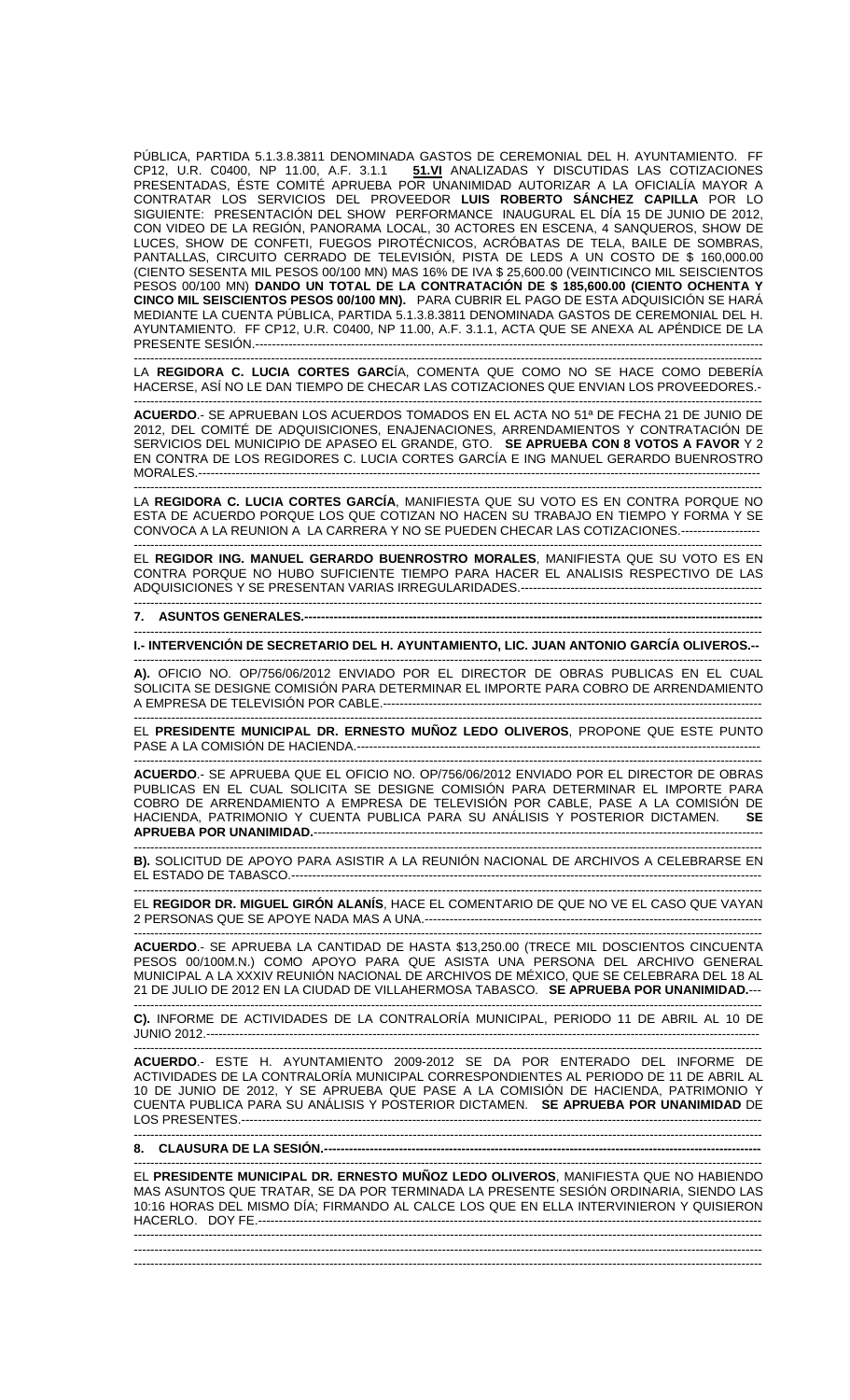PÚBLICA, PARTIDA 5.1.3.8.3811 DENOMINADA GASTOS DE CEREMONIAL DEL H. AYUNTAMIENTO. FF CP12, U.R. C0400, NP 11.00, A.F. 3.1.1 **51.VI** ANALIZADAS Y DISCUTIDAS LAS COTIZACIONES PRESENTADAS, ÉSTE COMITÉ APRUEBA POR UNANIMIDAD AUTORIZAR A LA OFICIALÍA MAYOR A CONTRATAR LOS SERVICIOS DEL PROVEEDOR **LUIS ROBERTO SÁNCHEZ CAPILLA** POR LO SIGUIENTE: PRESENTACIÓN DEL SHOW PERFORMANCE INAUGURAL EL DÍA 15 DE JUNIO DE 2012, CON VIDEO DE LA REGIÓN, PANORAMA LOCAL, 30 ACTORES EN ESCENA, 4 SANQUEROS, SHOW DE LUCES, SHOW DE CONFETI, FUEGOS PIROTÉCNICOS, ACRÓBATAS DE TELA, BAILE DE SOMBRAS, PANTALLAS, CIRCUITO CERRADO DE TELEVISIÓN, PISTA DE LEDS A UN COSTO DE $ 160,000.00 (CIENTO SESENTA MIL PESOS 00/100 MN) MAS 16% DE IVA $ 25,600.00 (VEINTICINCO MIL SEISCIENTOS PESOS 00/100 MN) **DANDO UN TOTAL DE LA CONTRATACIÓN DE $ 185,600.00 (CIENTO OCHENTA Y CINCO MIL SEISCIENTOS PESOS 00/100 MN).** PARA CUBRIR EL PAGO DE ESTA ADQUISICIÓN SE HARÁ MEDIANTE LA CUENTA PÚBLICA, PARTIDA 5.1.3.8.3811 DENOMINADA GASTOS DE CEREMONIAL DEL H. AYUNTAMIENTO. FF CP12, U.R. C0400, NP 11.00, A.F. 3.1.1, ACTA QUE SE ANEXA AL APÉNDICE DE LA PRESENTE SESIÓN.---------------------------------------------------------------------------------------------------------------------

LA **REGIDORA C. LUCIA CORTES GARC**ÍA, COMENTA QUE COMO NO SE HACE COMO DEBERÍA HACERSE, ASÍ NO LE DAN TIEMPO DE CHECAR LAS COTIZACIONES QUE ENVIAN LOS PROVEEDORES.-

**ACUERDO**.- SE APRUEBAN LOS ACUERDOS TOMADOS EN EL ACTA NO 51ª DE FECHA 21 DE JUNIO DE 2012, DEL COMITÉ DE ADQUISICIONES, ENAJENACIONES, ARRENDAMIENTOS Y CONTRATACIÓN DE SERVICIOS DEL MUNICIPIO DE APASEO EL GRANDE, GTO. **SE APRUEBA CON 8 VOTOS A FAVOR** Y 2 EN CONTRA DE LOS REGIDORES C. LUCIA CORTES GARCÍA E ING MANUEL GERARDO BUENROSTRO MORALES.---------------------------------------------------------------------------------------------------------------------

LA **REGIDORA C. LUCIA CORTES GARCÍA**, MANIFIESTA QUE SU VOTO ES EN CONTRA PORQUE NO ESTA DE ACUERDO PORQUE LOS QUE COTIZAN NO HACEN SU TRABAJO EN TIEMPO Y FORMA Y SE CONVOCA A LA REUNION A LA CARRERA Y NO SE PUEDEN CHECAR LAS COTIZACIONES.-------------------

EL **REGIDOR ING. MANUEL GERARDO BUENROSTRO MORALES**, MANIFIESTA QUE SU VOTO ES EN CONTRA PORQUE NO HUBO SUFICIENTE TIEMPO PARA HACER EL ANALISIS RESPECTIVO DE LAS ADQUISICIONES Y SE PRESENTAN VARIAS IRREGULARIDADES.----------------------------------------------------------

**7. ASUNTOS GENERALES.--------------------------------------------------------------------------------------------------------**

**I.- INTERVENCIÓN DE SECRETARIO DEL H. AYUNTAMIENTO, LIC. JUAN ANTONIO GARCÍA OLIVEROS.--**

**A).** OFICIO NO. OP/756/06/2012 ENVIADO POR EL DIRECTOR DE OBRAS PUBLICAS EN EL CUAL SOLICITA SE DESIGNE COMISIÓN PARA DETERMINAR EL IMPORTE PARA COBRO DE ARRENDAMIENTO A EMPRESA DE TELEVISIÓN POR CABLE.---------------------------------------------------------------------------------------

EL **PRESIDENTE MUNICIPAL DR. ERNESTO MUÑOZ LEDO OLIVEROS**, PROPONE QUE ESTE PUNTO PASE A LA COMISIÓN DE HACIENDA.------------------------------------------------------------------------------------------

**ACUERDO**.- SE APRUEBA QUE EL OFICIO NO. OP/756/06/2012 ENVIADO POR EL DIRECTOR DE OBRAS PUBLICAS EN EL CUAL SOLICITA SE DESIGNE COMISIÓN PARA DETERMINAR EL IMPORTE PARA COBRO DE ARRENDAMIENTO A EMPRESA DE TELEVISIÓN POR CABLE, PASE A LA COMISIÓN DE HACIENDA, PATRIMONIO Y CUENTA PUBLICA PARA SU ANÁLISIS Y POSTERIOR DICTAMEN. **SE APRUEBA POR UNANIMIDAD.**-------------------------------------------------------------------------------------------------------

**B).** SOLICITUD DE APOYO PARA ASISTIR A LA REUNIÓN NACIONAL DE ARCHIVOS A CELEBRARSE EN EL ESTADO DE TABASCO.---------------------------------------------------------------------------------------------------------

EL **REGIDOR DR. MIGUEL GIRÓN ALANÍS**, HACE EL COMENTARIO DE QUE NO VE EL CASO QUE VAYAN 2 PERSONAS QUE SE APOYE NADA MAS A UNA.------------------------------------------------------------------------

**ACUERDO**.- SE APRUEBA LA CANTIDAD DE HASTA $13,250.00 (TRECE MIL DOSCIENTOS CINCUENTA PESOS 00/100M.N.) COMO APOYO PARA QUE ASISTA UNA PERSONA DEL ARCHIVO GENERAL MUNICIPAL A LA XXXIV REUNIÓN NACIONAL DE ARCHIVOS DE MÉXICO, QUE SE CELEBRARA DEL 18 AL 21 DE JULIO DE 2012 EN LA CIUDAD DE VILLAHERMOSA TABASCO. **SE APRUEBA POR UNANIMIDAD.**---

**C).** INFORME DE ACTIVIDADES DE LA CONTRALORÍA MUNICIPAL, PERIODO 11 DE ABRIL AL 10 DE JUNIO 2012.--------------------------------------------------------------------------------------------------------------------------

**ACUERDO**.- ESTE H. AYUNTAMIENTO 2009-2012 SE DA POR ENTERADO DEL INFORME DE ACTIVIDADES DE LA CONTRALORÍA MUNICIPAL CORRESPONDIENTES AL PERIODO DE 11 DE ABRIL AL 10 DE JUNIO DE 2012, Y SE APRUEBA QUE PASE A LA COMISIÓN DE HACIENDA, PATRIMONIO Y CUENTA PUBLICA PARA SU ANÁLISIS Y POSTERIOR DICTAMEN. **SE APRUEBA POR UNANIMIDAD** DE LOS PRESENTES.------------------------------------------------------------------------------------------------------------------

**8. CLAUSURA DE LA SESIÓN.---------------------------------------------------------------------------------------------------**

EL **PRESIDENTE MUNICIPAL DR. ERNESTO MUÑOZ LEDO OLIVEROS**, MANIFIESTA QUE NO HABIENDO MAS ASUNTOS QUE TRATAR, SE DA POR TERMINADA LA PRESENTE SESIÓN ORDINARIA, SIENDO LAS 10:16 HORAS DEL MISMO DÍA; FIRMANDO AL CALCE LOS QUE EN ELLA INTERVINIERON Y QUISIERON HACERLO. DOY FE.---------------------------------------------------------------------------------------------------------------